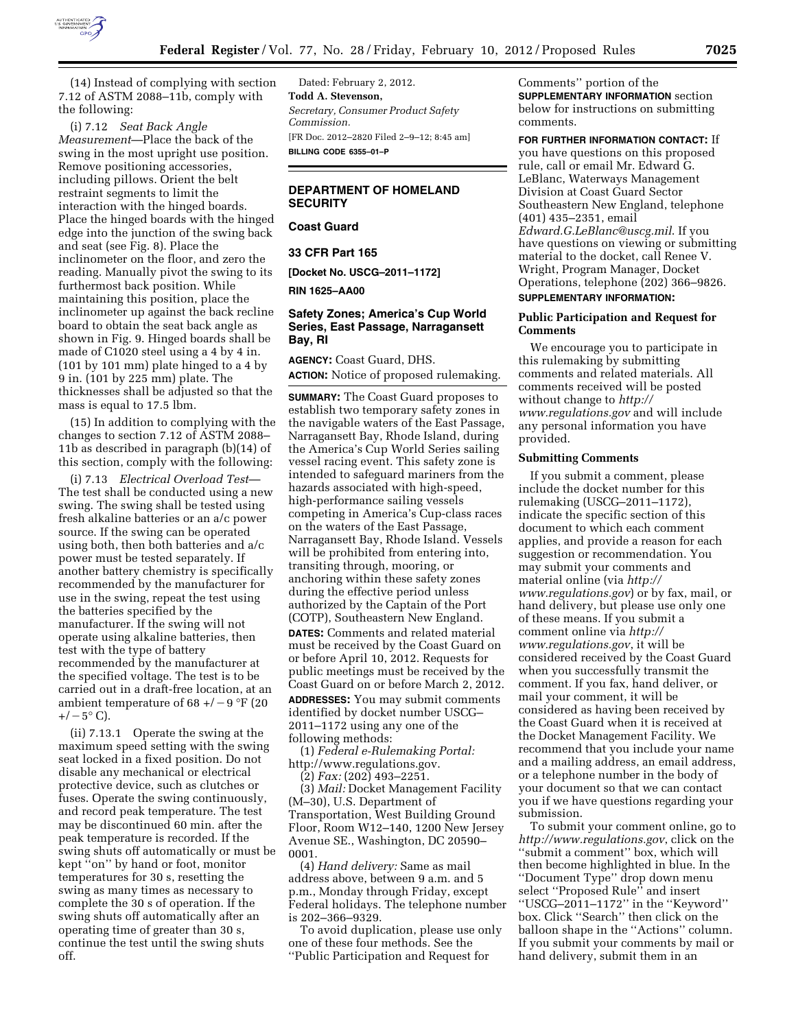(14) Instead of complying with section 7.12 of ASTM 2088–11b, comply with the following:

(i) 7.12 *Seat Back Angle Measurement*—Place the back of the swing in the most upright use position. Remove positioning accessories, including pillows. Orient the belt restraint segments to limit the interaction with the hinged boards. Place the hinged boards with the hinged edge into the junction of the swing back and seat (see Fig. 8). Place the inclinometer on the floor, and zero the reading. Manually pivot the swing to its furthermost back position. While maintaining this position, place the inclinometer up against the back recline board to obtain the seat back angle as shown in Fig. 9. Hinged boards shall be made of C1020 steel using a 4 by 4 in. (101 by 101 mm) plate hinged to a 4 by 9 in. (101 by 225 mm) plate. The thicknesses shall be adjusted so that the mass is equal to 17.5 lbm.

(15) In addition to complying with the changes to section 7.12 of ASTM 2088–11b as described in paragraph (b)(14) of this section, comply with the following:

(i) 7.13 *Electrical Overload Test*—The test shall be conducted using a new swing. The swing shall be tested using fresh alkaline batteries or an a/c power source. If the swing can be operated using both, then both batteries and a/c power must be tested separately. If another battery chemistry is specifically recommended by the manufacturer for use in the swing, repeat the test using the batteries specified by the manufacturer. If the swing will not operate using alkaline batteries, then test with the type of battery recommended by the manufacturer at the specified voltage. The test is to be carried out in a draft-free location, at an ambient temperature of 68 +/−9 °F (20 +/−5° C).

(ii) 7.13.1 Operate the swing at the maximum speed setting with the swing seat locked in a fixed position. Do not disable any mechanical or electrical protective device, such as clutches or fuses. Operate the swing continuously, and record peak temperature. The test may be discontinued 60 min. after the peak temperature is recorded. If the swing shuts off automatically or must be kept ''on'' by hand or foot, monitor temperatures for 30 s, resetting the swing as many times as necessary to complete the 30 s of operation. If the swing shuts off automatically after an operating time of greater than 30 s, continue the test until the swing shuts off.

Dated: February 2, 2012.

**Todd A. Stevenson,**

*Secretary, Consumer Product Safety Commission.*

[FR Doc. 2012–2820 Filed 2–9–12; 8:45 am]

**BILLING CODE 6355–01–P**

## DEPARTMENT OF HOMELAND SECURITY

### Coast Guard

### 33 CFR Part 165

**[Docket No. USCG–2011–1172]**

**RIN 1625–AA00**

### Safety Zones; America's Cup World Series, East Passage, Narragansett Bay, RI

**AGENCY:** Coast Guard, DHS.

**ACTION:** Notice of proposed rulemaking.

**SUMMARY:** The Coast Guard proposes to establish two temporary safety zones in the navigable waters of the East Passage, Narragansett Bay, Rhode Island, during the America's Cup World Series sailing vessel racing event. This safety zone is intended to safeguard mariners from the hazards associated with high-speed, high-performance sailing vessels competing in America's Cup-class races on the waters of the East Passage, Narragansett Bay, Rhode Island. Vessels will be prohibited from entering into, transiting through, mooring, or anchoring within these safety zones during the effective period unless authorized by the Captain of the Port (COTP), Southeastern New England.

**DATES:** Comments and related material must be received by the Coast Guard on or before April 10, 2012. Requests for public meetings must be received by the Coast Guard on or before March 2, 2012.

**ADDRESSES:** You may submit comments identified by docket number USCG–2011–1172 using any one of the following methods:

(1) *Federal e-Rulemaking Portal:* http://www.regulations.gov.

(2) *Fax:* (202) 493–2251.

(3) *Mail:* Docket Management Facility (M–30), U.S. Department of Transportation, West Building Ground Floor, Room W12–140, 1200 New Jersey Avenue SE., Washington, DC 20590–0001.

(4) *Hand delivery:* Same as mail address above, between 9 a.m. and 5 p.m., Monday through Friday, except Federal holidays. The telephone number is 202–366–9329.

To avoid duplication, please use only one of these four methods. See the ''Public Participation and Request for Comments'' portion of the **SUPPLEMENTARY INFORMATION** section below for instructions on submitting comments.

**FOR FURTHER INFORMATION CONTACT:** If you have questions on this proposed rule, call or email Mr. Edward G. LeBlanc, Waterways Management Division at Coast Guard Sector Southeastern New England, telephone (401) 435–2351, email *Edward.G.LeBlanc@uscg.mil*. If you have questions on viewing or submitting material to the docket, call Renee V. Wright, Program Manager, Docket Operations, telephone (202) 366–9826.

**SUPPLEMENTARY INFORMATION:**

### Public Participation and Request for Comments

We encourage you to participate in this rulemaking by submitting comments and related materials. All comments received will be posted without change to *http://www.regulations.gov* and will include any personal information you have provided.

#### Submitting Comments

If you submit a comment, please include the docket number for this rulemaking (USCG–2011–1172), indicate the specific section of this document to which each comment applies, and provide a reason for each suggestion or recommendation. You may submit your comments and material online (via *http://www.regulations.gov*) or by fax, mail, or hand delivery, but please use only one of these means. If you submit a comment online via *http://www.regulations.gov*, it will be considered received by the Coast Guard when you successfully transmit the comment. If you fax, hand deliver, or mail your comment, it will be considered as having been received by the Coast Guard when it is received at the Docket Management Facility. We recommend that you include your name and a mailing address, an email address, or a telephone number in the body of your document so that we can contact you if we have questions regarding your submission.

To submit your comment online, go to *http://www.regulations.gov*, click on the ''submit a comment'' box, which will then become highlighted in blue. In the ''Document Type'' drop down menu select ''Proposed Rule'' and insert ''USCG–2011–1172'' in the ''Keyword'' box. Click ''Search'' then click on the balloon shape in the ''Actions'' column. If you submit your comments by mail or hand delivery, submit them in an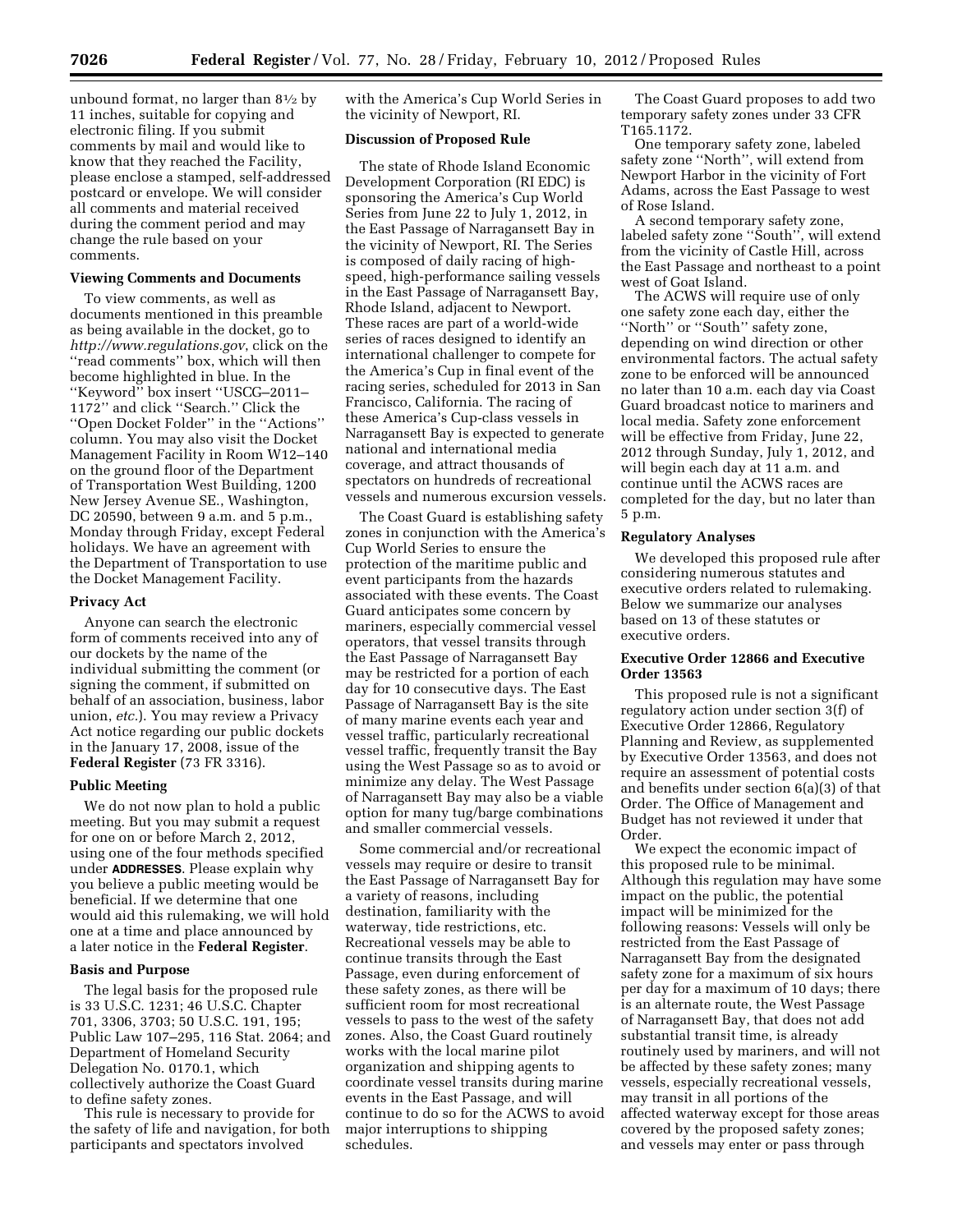unbound format, no larger than 8½ by 11 inches, suitable for copying and electronic filing. If you submit comments by mail and would like to know that they reached the Facility, please enclose a stamped, self-addressed postcard or envelope. We will consider all comments and material received during the comment period and may change the rule based on your comments.

### Viewing Comments and Documents

To view comments, as well as documents mentioned in this preamble as being available in the docket, go to *http://www.regulations.gov*, click on the ''read comments'' box, which will then become highlighted in blue. In the ''Keyword'' box insert ''USCG–2011–1172'' and click ''Search.'' Click the ''Open Docket Folder'' in the ''Actions'' column. You may also visit the Docket Management Facility in Room W12–140 on the ground floor of the Department of Transportation West Building, 1200 New Jersey Avenue SE., Washington, DC 20590, between 9 a.m. and 5 p.m., Monday through Friday, except Federal holidays. We have an agreement with the Department of Transportation to use the Docket Management Facility.

### Privacy Act

Anyone can search the electronic form of comments received into any of our dockets by the name of the individual submitting the comment (or signing the comment, if submitted on behalf of an association, business, labor union, *etc.*). You may review a Privacy Act notice regarding our public dockets in the January 17, 2008, issue of the **Federal Register** (73 FR 3316).

### Public Meeting

We do not now plan to hold a public meeting. But you may submit a request for one on or before March 2, 2012, using one of the four methods specified under **ADDRESSES**. Please explain why you believe a public meeting would be beneficial. If we determine that one would aid this rulemaking, we will hold one at a time and place announced by a later notice in the **Federal Register**.

### Basis and Purpose

The legal basis for the proposed rule is 33 U.S.C. 1231; 46 U.S.C. Chapter 701, 3306, 3703; 50 U.S.C. 191, 195; Public Law 107–295, 116 Stat. 2064; and Department of Homeland Security Delegation No. 0170.1, which collectively authorize the Coast Guard to define safety zones.

This rule is necessary to provide for the safety of life and navigation, for both participants and spectators involved with the America's Cup World Series in the vicinity of Newport, RI.

### Discussion of Proposed Rule

The state of Rhode Island Economic Development Corporation (RI EDC) is sponsoring the America's Cup World Series from June 22 to July 1, 2012, in the East Passage of Narragansett Bay in the vicinity of Newport, RI. The Series is composed of daily racing of high-speed, high-performance sailing vessels in the East Passage of Narragansett Bay, Rhode Island, adjacent to Newport. These races are part of a world-wide series of races designed to identify an international challenger to compete for the America's Cup in final event of the racing series, scheduled for 2013 in San Francisco, California. The racing of these America's Cup-class vessels in Narragansett Bay is expected to generate national and international media coverage, and attract thousands of spectators on hundreds of recreational vessels and numerous excursion vessels.

The Coast Guard is establishing safety zones in conjunction with the America's Cup World Series to ensure the protection of the maritime public and event participants from the hazards associated with these events. The Coast Guard anticipates some concern by mariners, especially commercial vessel operators, that vessel transits through the East Passage of Narragansett Bay may be restricted for a portion of each day for 10 consecutive days. The East Passage of Narragansett Bay is the site of many marine events each year and vessel traffic, particularly recreational vessel traffic, frequently transit the Bay using the West Passage so as to avoid or minimize any delay. The West Passage of Narragansett Bay may also be a viable option for many tug/barge combinations and smaller commercial vessels.

Some commercial and/or recreational vessels may require or desire to transit the East Passage of Narragansett Bay for a variety of reasons, including destination, familiarity with the waterway, tide restrictions, etc. Recreational vessels may be able to continue transits through the East Passage, even during enforcement of these safety zones, as there will be sufficient room for most recreational vessels to pass to the west of the safety zones. Also, the Coast Guard routinely works with the local marine pilot organization and shipping agents to coordinate vessel transits during marine events in the East Passage, and will continue to do so for the ACWS to avoid major interruptions to shipping schedules.

The Coast Guard proposes to add two temporary safety zones under 33 CFR T165.1172.

One temporary safety zone, labeled safety zone ''North'', will extend from Newport Harbor in the vicinity of Fort Adams, across the East Passage to west of Rose Island.

A second temporary safety zone, labeled safety zone ''South'', will extend from the vicinity of Castle Hill, across the East Passage and northeast to a point west of Goat Island.

The ACWS will require use of only one safety zone each day, either the ''North'' or ''South'' safety zone, depending on wind direction or other environmental factors. The actual safety zone to be enforced will be announced no later than 10 a.m. each day via Coast Guard broadcast notice to mariners and local media. Safety zone enforcement will be effective from Friday, June 22, 2012 through Sunday, July 1, 2012, and will begin each day at 11 a.m. and continue until the ACWS races are completed for the day, but no later than 5 p.m.

### Regulatory Analyses

We developed this proposed rule after considering numerous statutes and executive orders related to rulemaking. Below we summarize our analyses based on 13 of these statutes or executive orders.

### Executive Order 12866 and Executive Order 13563

This proposed rule is not a significant regulatory action under section 3(f) of Executive Order 12866, Regulatory Planning and Review, as supplemented by Executive Order 13563, and does not require an assessment of potential costs and benefits under section 6(a)(3) of that Order. The Office of Management and Budget has not reviewed it under that Order.

We expect the economic impact of this proposed rule to be minimal. Although this regulation may have some impact on the public, the potential impact will be minimized for the following reasons: Vessels will only be restricted from the East Passage of Narragansett Bay from the designated safety zone for a maximum of six hours per day for a maximum of 10 days; there is an alternate route, the West Passage of Narragansett Bay, that does not add substantial transit time, is already routinely used by mariners, and will not be affected by these safety zones; many vessels, especially recreational vessels, may transit in all portions of the affected waterway except for those areas covered by the proposed safety zones; and vessels may enter or pass through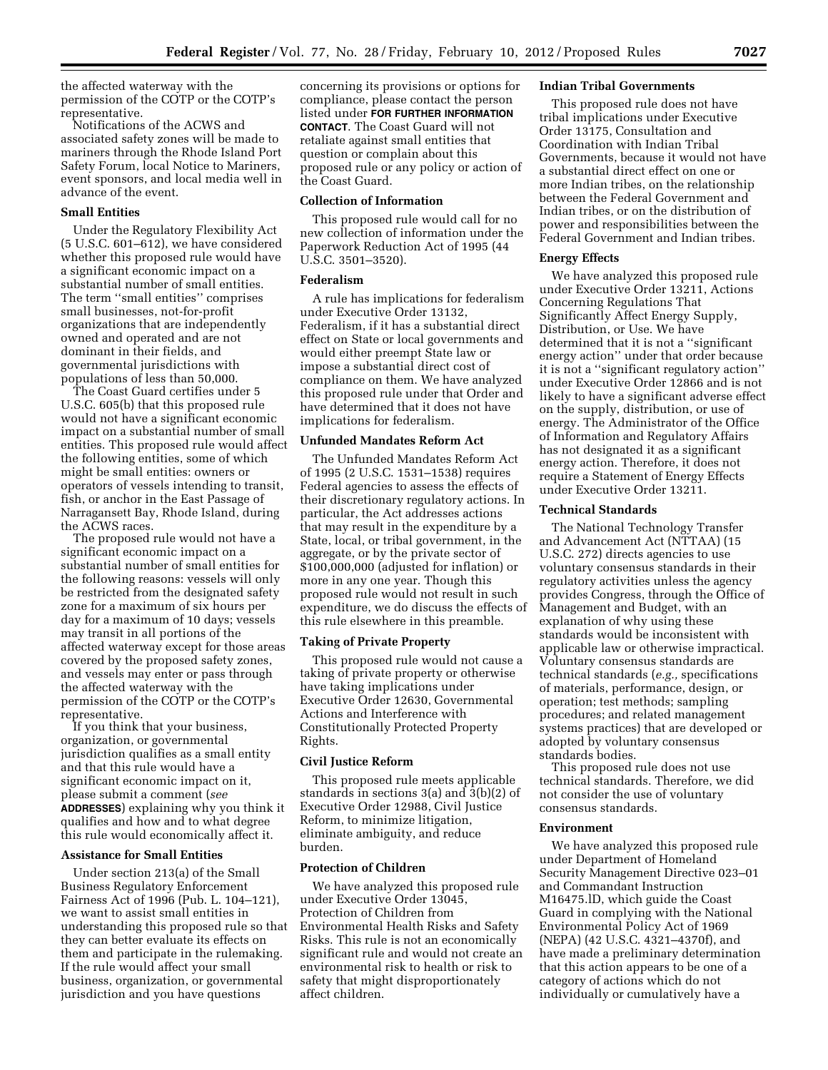the affected waterway with the permission of the COTP or the COTP's representative.

Notifications of the ACWS and associated safety zones will be made to mariners through the Rhode Island Port Safety Forum, local Notice to Mariners, event sponsors, and local media well in advance of the event.

### Small Entities

Under the Regulatory Flexibility Act (5 U.S.C. 601–612), we have considered whether this proposed rule would have a significant economic impact on a substantial number of small entities. The term ''small entities'' comprises small businesses, not-for-profit organizations that are independently owned and operated and are not dominant in their fields, and governmental jurisdictions with populations of less than 50,000.

The Coast Guard certifies under 5 U.S.C. 605(b) that this proposed rule would not have a significant economic impact on a substantial number of small entities. This proposed rule would affect the following entities, some of which might be small entities: owners or operators of vessels intending to transit, fish, or anchor in the East Passage of Narragansett Bay, Rhode Island, during the ACWS races.

The proposed rule would not have a significant economic impact on a substantial number of small entities for the following reasons: vessels will only be restricted from the designated safety zone for a maximum of six hours per day for a maximum of 10 days; vessels may transit in all portions of the affected waterway except for those areas covered by the proposed safety zones, and vessels may enter or pass through the affected waterway with the permission of the COTP or the COTP's representative.

If you think that your business, organization, or governmental jurisdiction qualifies as a small entity and that this rule would have a significant economic impact on it, please submit a comment (*see* **ADDRESSES**) explaining why you think it qualifies and how and to what degree this rule would economically affect it.

### Assistance for Small Entities

Under section 213(a) of the Small Business Regulatory Enforcement Fairness Act of 1996 (Pub. L. 104–121), we want to assist small entities in understanding this proposed rule so that they can better evaluate its effects on them and participate in the rulemaking. If the rule would affect your small business, organization, or governmental jurisdiction and you have questions concerning its provisions or options for compliance, please contact the person listed under **FOR FURTHER INFORMATION CONTACT**. The Coast Guard will not retaliate against small entities that question or complain about this proposed rule or any policy or action of the Coast Guard.

### Collection of Information

This proposed rule would call for no new collection of information under the Paperwork Reduction Act of 1995 (44 U.S.C. 3501–3520).

### Federalism

A rule has implications for federalism under Executive Order 13132, Federalism, if it has a substantial direct effect on State or local governments and would either preempt State law or impose a substantial direct cost of compliance on them. We have analyzed this proposed rule under that Order and have determined that it does not have implications for federalism.

### Unfunded Mandates Reform Act

The Unfunded Mandates Reform Act of 1995 (2 U.S.C. 1531–1538) requires Federal agencies to assess the effects of their discretionary regulatory actions. In particular, the Act addresses actions that may result in the expenditure by a State, local, or tribal government, in the aggregate, or by the private sector of $100,000,000 (adjusted for inflation) or more in any one year. Though this proposed rule would not result in such expenditure, we do discuss the effects of this rule elsewhere in this preamble.

### Taking of Private Property

This proposed rule would not cause a taking of private property or otherwise have taking implications under Executive Order 12630, Governmental Actions and Interference with Constitutionally Protected Property Rights.

### Civil Justice Reform

This proposed rule meets applicable standards in sections 3(a) and 3(b)(2) of Executive Order 12988, Civil Justice Reform, to minimize litigation, eliminate ambiguity, and reduce burden.

### Protection of Children

We have analyzed this proposed rule under Executive Order 13045, Protection of Children from Environmental Health Risks and Safety Risks. This rule is not an economically significant rule and would not create an environmental risk to health or risk to safety that might disproportionately affect children.

### Indian Tribal Governments

This proposed rule does not have tribal implications under Executive Order 13175, Consultation and Coordination with Indian Tribal Governments, because it would not have a substantial direct effect on one or more Indian tribes, on the relationship between the Federal Government and Indian tribes, or on the distribution of power and responsibilities between the Federal Government and Indian tribes.

### Energy Effects

We have analyzed this proposed rule under Executive Order 13211, Actions Concerning Regulations That Significantly Affect Energy Supply, Distribution, or Use. We have determined that it is not a ''significant energy action'' under that order because it is not a ''significant regulatory action'' under Executive Order 12866 and is not likely to have a significant adverse effect on the supply, distribution, or use of energy. The Administrator of the Office of Information and Regulatory Affairs has not designated it as a significant energy action. Therefore, it does not require a Statement of Energy Effects under Executive Order 13211.

### Technical Standards

The National Technology Transfer and Advancement Act (NTTAA) (15 U.S.C. 272) directs agencies to use voluntary consensus standards in their regulatory activities unless the agency provides Congress, through the Office of Management and Budget, with an explanation of why using these standards would be inconsistent with applicable law or otherwise impractical. Voluntary consensus standards are technical standards (*e.g.,* specifications of materials, performance, design, or operation; test methods; sampling procedures; and related management systems practices) that are developed or adopted by voluntary consensus standards bodies.

This proposed rule does not use technical standards. Therefore, we did not consider the use of voluntary consensus standards.

### Environment

We have analyzed this proposed rule under Department of Homeland Security Management Directive 023–01 and Commandant Instruction M16475.lD, which guide the Coast Guard in complying with the National Environmental Policy Act of 1969 (NEPA) (42 U.S.C. 4321–4370f), and have made a preliminary determination that this action appears to be one of a category of actions which do not individually or cumulatively have a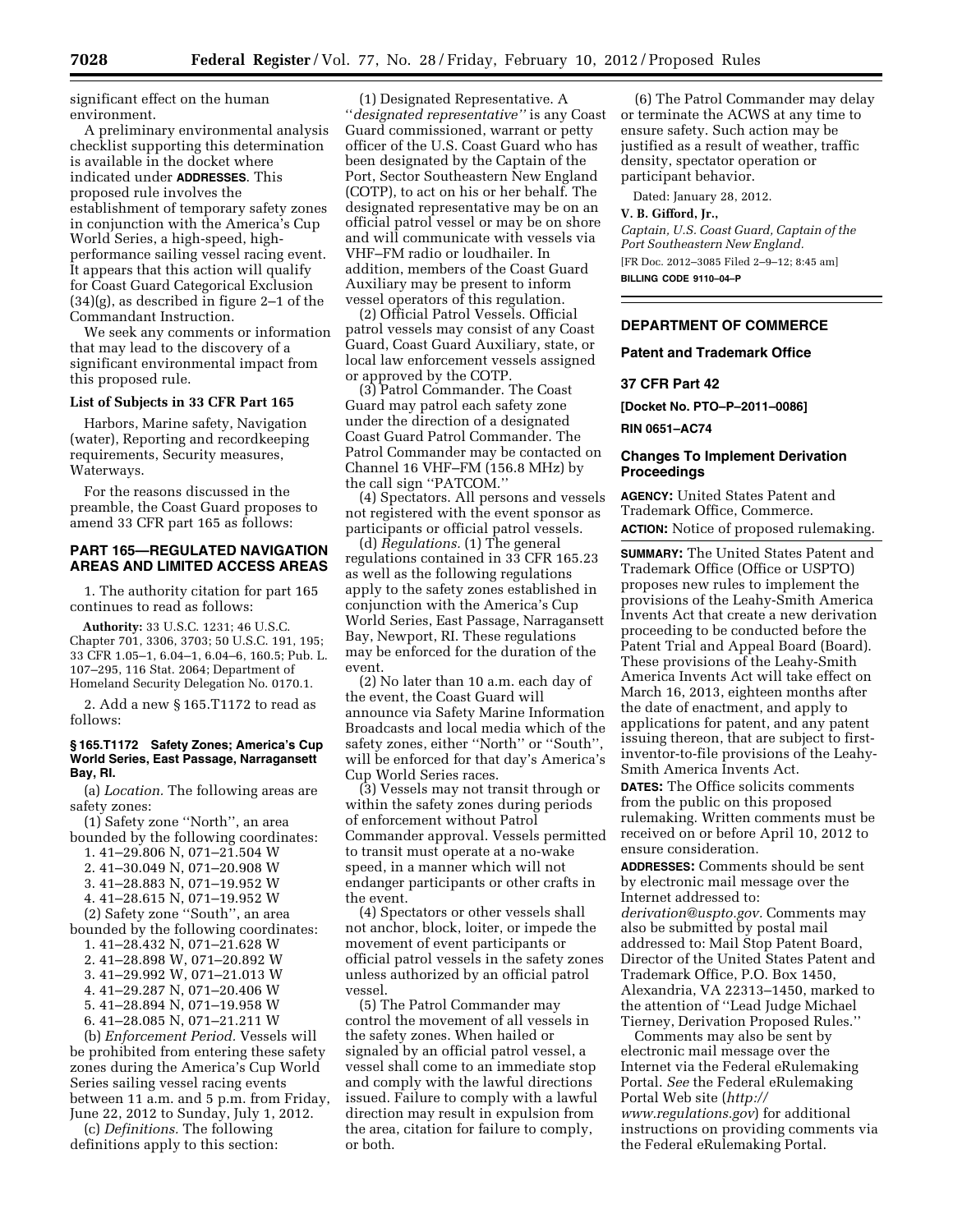significant effect on the human environment.

A preliminary environmental analysis checklist supporting this determination is available in the docket where indicated under **ADDRESSES**. This proposed rule involves the establishment of temporary safety zones in conjunction with the America's Cup World Series, a high-speed, high-performance sailing vessel racing event. It appears that this action will qualify for Coast Guard Categorical Exclusion (34)(g), as described in figure 2–1 of the Commandant Instruction.

We seek any comments or information that may lead to the discovery of a significant environmental impact from this proposed rule.

### List of Subjects in 33 CFR Part 165

Harbors, Marine safety, Navigation (water), Reporting and recordkeeping requirements, Security measures, Waterways.

For the reasons discussed in the preamble, the Coast Guard proposes to amend 33 CFR part 165 as follows:

## PART 165—REGULATED NAVIGATION AREAS AND LIMITED ACCESS AREAS

1. The authority citation for part 165 continues to read as follows:

**Authority:** 33 U.S.C. 1231; 46 U.S.C. Chapter 701, 3306, 3703; 50 U.S.C. 191, 195; 33 CFR 1.05–1, 6.04–1, 6.04–6, 160.5; Pub. L. 107–295, 116 Stat. 2064; Department of Homeland Security Delegation No. 0170.1.

2. Add a new § 165.T1172 to read as follows:

#### § 165.T1172 Safety Zones; America's Cup World Series, East Passage, Narragansett Bay, RI.

(a) *Location.* The following areas are safety zones:

(1) Safety zone ''North'', an area bounded by the following coordinates:

1. 41–29.806 N, 071–21.504 W
2. 41–30.049 N, 071–20.908 W
3. 41–28.883 N, 071–19.952 W
4. 41–28.615 N, 071–19.952 W

(2) Safety zone ''South'', an area bounded by the following coordinates:

1. 41–28.432 N, 071–21.628 W
2. 41–28.898 W, 071–20.892 W
3. 41–29.992 W, 071–21.013 W
4. 41–29.287 N, 071–20.406 W
5. 41–28.894 N, 071–19.958 W
6. 41–28.085 N, 071–21.211 W

(b) *Enforcement Period.* Vessels will be prohibited from entering these safety zones during the America's Cup World Series sailing vessel racing events between 11 a.m. and 5 p.m. from Friday, June 22, 2012 to Sunday, July 1, 2012.

(c) *Definitions.* The following definitions apply to this section:

(1) Designated Representative. A ''*designated representative''* is any Coast Guard commissioned, warrant or petty officer of the U.S. Coast Guard who has been designated by the Captain of the Port, Sector Southeastern New England (COTP), to act on his or her behalf. The designated representative may be on an official patrol vessel or may be on shore and will communicate with vessels via VHF–FM radio or loudhailer. In addition, members of the Coast Guard Auxiliary may be present to inform vessel operators of this regulation.

(2) Official Patrol Vessels. Official patrol vessels may consist of any Coast Guard, Coast Guard Auxiliary, state, or local law enforcement vessels assigned or approved by the COTP.

(3) Patrol Commander. The Coast Guard may patrol each safety zone under the direction of a designated Coast Guard Patrol Commander. The Patrol Commander may be contacted on Channel 16 VHF–FM (156.8 MHz) by the call sign ''PATCOM.''

(4) Spectators. All persons and vessels not registered with the event sponsor as participants or official patrol vessels.

(d) *Regulations.* (1) The general regulations contained in 33 CFR 165.23 as well as the following regulations apply to the safety zones established in conjunction with the America's Cup World Series, East Passage, Narragansett Bay, Newport, RI. These regulations may be enforced for the duration of the event.

(2) No later than 10 a.m. each day of the event, the Coast Guard will announce via Safety Marine Information Broadcasts and local media which of the safety zones, either ''North'' or ''South'', will be enforced for that day's America's Cup World Series races.

(3) Vessels may not transit through or within the safety zones during periods of enforcement without Patrol Commander approval. Vessels permitted to transit must operate at a no-wake speed, in a manner which will not endanger participants or other crafts in the event.

(4) Spectators or other vessels shall not anchor, block, loiter, or impede the movement of event participants or official patrol vessels in the safety zones unless authorized by an official patrol vessel.

(5) The Patrol Commander may control the movement of all vessels in the safety zones. When hailed or signaled by an official patrol vessel, a vessel shall come to an immediate stop and comply with the lawful directions issued. Failure to comply with a lawful direction may result in expulsion from the area, citation for failure to comply, or both.

(6) The Patrol Commander may delay or terminate the ACWS at any time to ensure safety. Such action may be justified as a result of weather, traffic density, spectator operation or participant behavior.

Dated: January 28, 2012.

**V. B. Gifford, Jr.,**

*Captain, U.S. Coast Guard, Captain of the Port Southeastern New England.*

[FR Doc. 2012–3085 Filed 2–9–12; 8:45 am]

**BILLING CODE 9110–04–P**

---

## DEPARTMENT OF COMMERCE

### Patent and Trademark Office

### 37 CFR Part 42

**[Docket No. PTO–P–2011–0086]**

**RIN 0651–AC74**

### Changes To Implement Derivation Proceedings

**AGENCY:** United States Patent and Trademark Office, Commerce.

**ACTION:** Notice of proposed rulemaking.

**SUMMARY:** The United States Patent and Trademark Office (Office or USPTO) proposes new rules to implement the provisions of the Leahy-Smith America Invents Act that create a new derivation proceeding to be conducted before the Patent Trial and Appeal Board (Board). These provisions of the Leahy-Smith America Invents Act will take effect on March 16, 2013, eighteen months after the date of enactment, and apply to applications for patent, and any patent issuing thereon, that are subject to first-inventor-to-file provisions of the Leahy-Smith America Invents Act.

**DATES:** The Office solicits comments from the public on this proposed rulemaking. Written comments must be received on or before April 10, 2012 to ensure consideration.

**ADDRESSES:** Comments should be sent by electronic mail message over the Internet addressed to: *derivation@uspto.gov.* Comments may also be submitted by postal mail addressed to: Mail Stop Patent Board, Director of the United States Patent and Trademark Office, P.O. Box 1450, Alexandria, VA 22313–1450, marked to the attention of ''Lead Judge Michael Tierney, Derivation Proposed Rules.''

Comments may also be sent by electronic mail message over the Internet via the Federal eRulemaking Portal. *See* the Federal eRulemaking Portal Web site (*http://www.regulations.gov*) for additional instructions on providing comments via the Federal eRulemaking Portal.